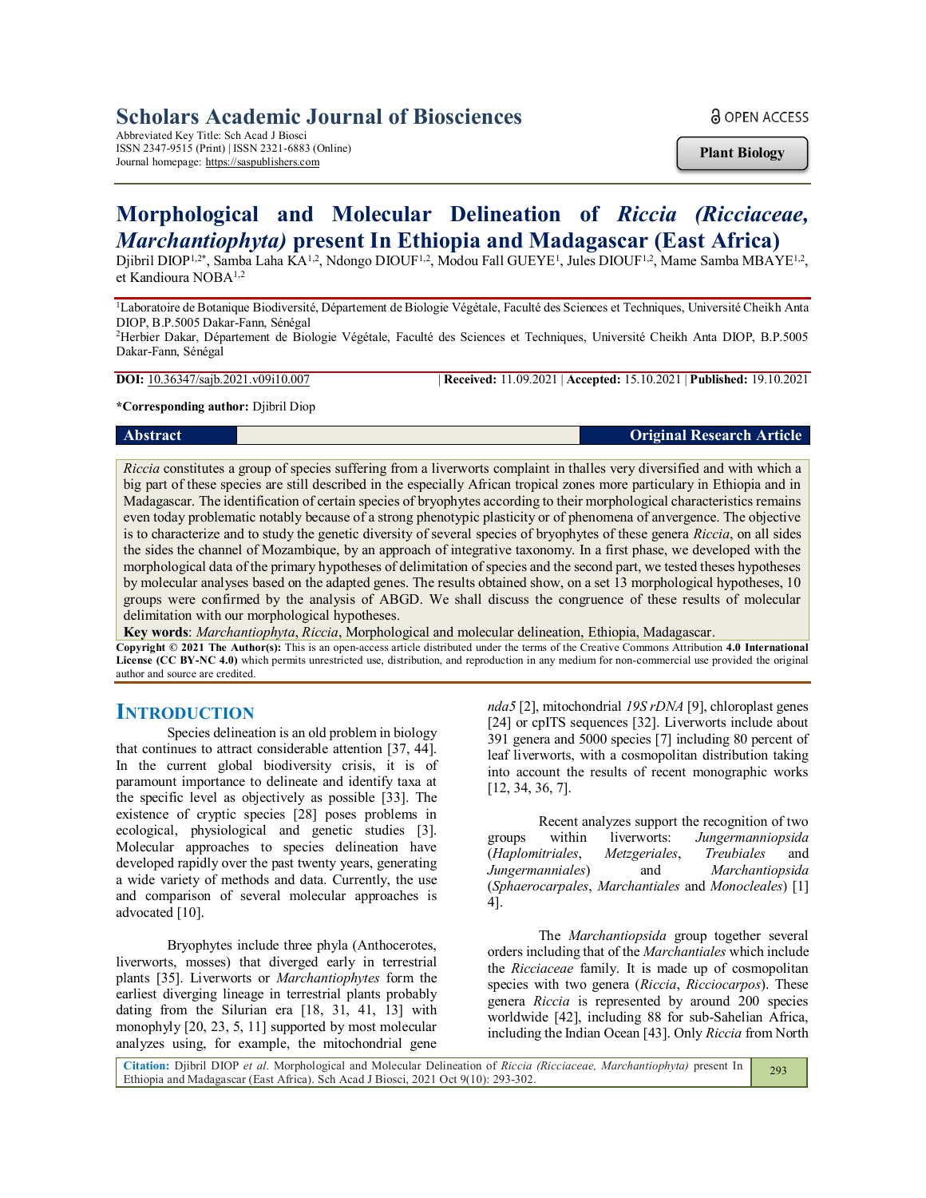Scholars Academic Journal of Biosciences

Abbreviated Key Title: Sch Acad J Biosci
ISSN 2347-9515 (Print) | ISSN 2321-6883 (Online)
Journal homepage: https://saspublishers.com

OPEN ACCESS

**Plant Biology**

# Morphological and Molecular Delineation of *Riccia (Ricciaceae, Marchantiophyta)* present In Ethiopia and Madagascar (East Africa)

Djibril DIOP[1,2*], Samba Laha KA[1,2], Ndongo DIOUF[1,2], Modou Fall GUEYE[1], Jules DIOUF[1,2], Mame Samba MBAYE[1,2], et Kandioura NOBA[1,2]

[1]Laboratoire de Botanique Biodiversité, Département de Biologie Végétale, Faculté des Sciences et Techniques, Université Cheikh Anta DIOP, B.P.5005 Dakar-Fann, Sénégal
[2]Herbier Dakar, Département de Biologie Végétale, Faculté des Sciences et Techniques, Université Cheikh Anta DIOP, B.P.5005 Dakar-Fann, Sénégal

**DOI:** 10.36347/sajb.2021.v09i10.007 | **Received:** 11.09.2021 | **Accepted:** 15.10.2021 | **Published:** 19.10.2021

***Corresponding author:** Djibril Diop

**Abstract** **Original Research Article**

*Riccia* constitutes a group of species suffering from a liverworts complaint in thalles very diversified and with which a big part of these species are still described in the especially African tropical zones more particulary in Ethiopia and in Madagascar. The identification of certain species of bryophytes according to their morphological characteristics remains even today problematic notably because of a strong phenotypic plasticity or of phenomena of anvergence. The objective is to characterize and to study the genetic diversity of several species of bryophytes of these genera *Riccia*, on all sides the sides the channel of Mozambique, by an approach of integrative taxonomy. In a first phase, we developed with the morphological data of the primary hypotheses of delimitation of species and the second part, we tested theses hypotheses by molecular analyses based on the adapted genes. The results obtained show, on a set 13 morphological hypotheses, 10 groups were confirmed by the analysis of ABGD. We shall discuss the congruence of these results of molecular delimitation with our morphological hypotheses.

**Key words**: *Marchantiophyta*, *Riccia*, Morphological and molecular delineation, Ethiopia, Madagascar.

**Copyright © 2021 The Author(s):** This is an open-access article distributed under the terms of the Creative Commons Attribution **4.0 International License (CC BY-NC 4.0)** which permits unrestricted use, distribution, and reproduction in any medium for non-commercial use provided the original author and source are credited.

## INTRODUCTION

Species delineation is an old problem in biology that continues to attract considerable attention [37, 44]. In the current global biodiversity crisis, it is of paramount importance to delineate and identify taxa at the specific level as objectively as possible [33]. The existence of cryptic species [28] poses problems in ecological, physiological and genetic studies [3]. Molecular approaches to species delineation have developed rapidly over the past twenty years, generating a wide variety of methods and data. Currently, the use and comparison of several molecular approaches is advocated [10].

Bryophytes include three phyla (Anthocerotes, liverworts, mosses) that diverged early in terrestrial plants [35]. Liverworts or *Marchantiophytes* form the earliest diverging lineage in terrestrial plants probably dating from the Silurian era [18, 31, 41, 13] with monophyly [20, 23, 5, 11] supported by most molecular analyzes using, for example, the mitochondrial gene *nda5* [2], mitochondrial *19S rDNA* [9], chloroplast genes [24] or cpITS sequences [32]. Liverworts include about 391 genera and 5000 species [7] including 80 percent of leaf liverworts, with a cosmopolitan distribution taking into account the results of recent monographic works [12, 34, 36, 7].

Recent analyzes support the recognition of two groups within liverworts: *Jungermanniopsida* (*Haplomitriales*, *Metzgeriales*, *Treubiales* and *Jungermanniales*) and *Marchantiopsida* (*Sphaerocarpales*, *Marchantiales* and *Monocleales*) [1 4].

The *Marchantiopsida* group together several orders including that of the *Marchantiales* which include the *Ricciaceae* family. It is made up of cosmopolitan species with two genera (*Riccia*, *Ricciocarpos*). These genera *Riccia* is represented by around 200 species worldwide [42], including 88 for sub-Sahelian Africa, including the Indian Ocean [43]. Only *Riccia* from North

**Citation:** Djibril DIOP *et al*. Morphological and Molecular Delineation of *Riccia (Ricciaceae, Marchantiophyta)* present In Ethiopia and Madagascar (East Africa). Sch Acad J Biosci, 2021 Oct 9(10): 293-302.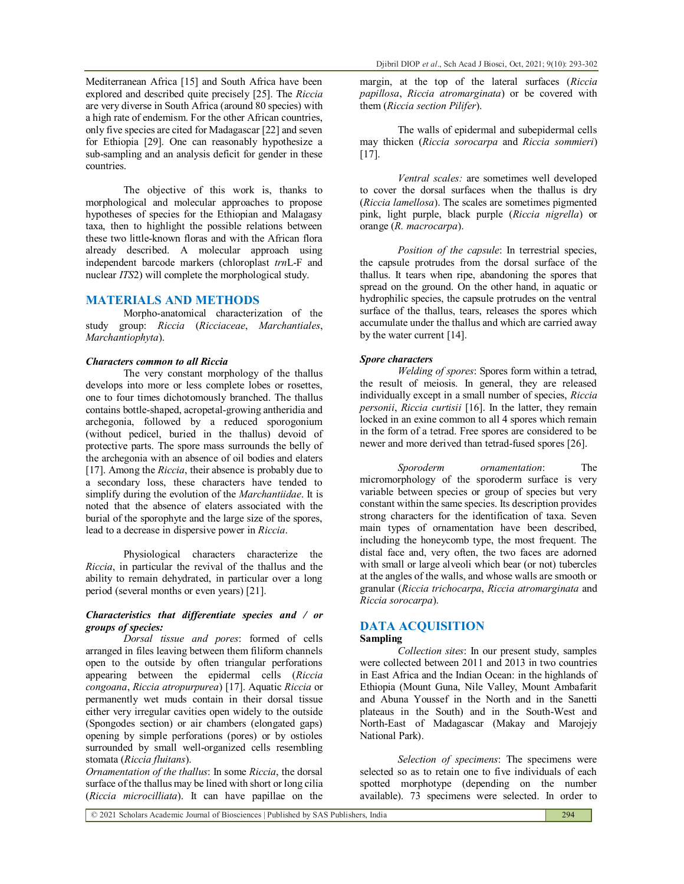Mediterranean Africa [15] and South Africa have been explored and described quite precisely [25]. The *Riccia* are very diverse in South Africa (around 80 species) with a high rate of endemism. For the other African countries, only five species are cited for Madagascar [22] and seven for Ethiopia [29]. One can reasonably hypothesize a sub-sampling and an analysis deficit for gender in these countries.

The objective of this work is, thanks to morphological and molecular approaches to propose hypotheses of species for the Ethiopian and Malagasy taxa, then to highlight the possible relations between these two little-known floras and with the African flora already described. A molecular approach using independent barcode markers (chloroplast *trn*L-F and nuclear *ITS*2) will complete the morphological study.

## MATERIALS AND METHODS

Morpho-anatomical characterization of the study group: *Riccia* (*Ricciaceae*, *Marchantiales*, *Marchantiophyta*).

***Characters common to all Riccia***

The very constant morphology of the thallus develops into more or less complete lobes or rosettes, one to four times dichotomously branched. The thallus contains bottle-shaped, acropetal-growing antheridia and archegonia, followed by a reduced sporogonium (without pedicel, buried in the thallus) devoid of protective parts. The spore mass surrounds the belly of the archegonia with an absence of oil bodies and elaters [17]. Among the *Riccia*, their absence is probably due to a secondary loss, these characters have tended to simplify during the evolution of the *Marchantiidae*. It is noted that the absence of elaters associated with the burial of the sporophyte and the large size of the spores, lead to a decrease in dispersive power in *Riccia*.

Physiological characters characterize the *Riccia*, in particular the revival of the thallus and the ability to remain dehydrated, in particular over a long period (several months or even years) [21].

***Characteristics that differentiate species and / or groups of species:***

*Dorsal tissue and pores*: formed of cells arranged in files leaving between them filiform channels open to the outside by often triangular perforations appearing between the epidermal cells (*Riccia congoana*, *Riccia atropurpurea*) [17]. Aquatic *Riccia* or permanently wet muds contain in their dorsal tissue either very irregular cavities open widely to the outside (Spongodes section) or air chambers (elongated gaps) opening by simple perforations (pores) or by ostioles surrounded by small well-organized cells resembling stomata (*Riccia fluitans*).

*Ornamentation of the thallus*: In some *Riccia*, the dorsal surface of the thallus may be lined with short or long cilia (*Riccia microcilliata*). It can have papillae on the margin, at the top of the lateral surfaces (*Riccia papillosa*, *Riccia atromarginata*) or be covered with them (*Riccia section Pilifer*).

The walls of epidermal and subepidermal cells may thicken (*Riccia sorocarpa* and *Riccia sommieri*) [17].

*Ventral scales:* are sometimes well developed to cover the dorsal surfaces when the thallus is dry (*Riccia lamellosa*). The scales are sometimes pigmented pink, light purple, black purple (*Riccia nigrella*) or orange (*R. macrocarpa*).

*Position of the capsule*: In terrestrial species, the capsule protrudes from the dorsal surface of the thallus. It tears when ripe, abandoning the spores that spread on the ground. On the other hand, in aquatic or hydrophilic species, the capsule protrudes on the ventral surface of the thallus, tears, releases the spores which accumulate under the thallus and which are carried away by the water current [14].

***Spore characters***

*Welding of spores*: Spores form within a tetrad, the result of meiosis. In general, they are released individually except in a small number of species, *Riccia personii*, *Riccia curtisii* [16]. In the latter, they remain locked in an exine common to all 4 spores which remain in the form of a tetrad. Free spores are considered to be newer and more derived than tetrad-fused spores [26].

*Sporoderm ornamentation*: The micromorphology of the sporoderm surface is very variable between species or group of species but very constant within the same species. Its description provides strong characters for the identification of taxa. Seven main types of ornamentation have been described, including the honeycomb type, the most frequent. The distal face and, very often, the two faces are adorned with small or large alveoli which bear (or not) tubercles at the angles of the walls, and whose walls are smooth or granular (*Riccia trichocarpa*, *Riccia atromarginata* and *Riccia sorocarpa*).

## DATA ACQUISITION

### Sampling

*Collection sites*: In our present study, samples were collected between 2011 and 2013 in two countries in East Africa and the Indian Ocean: in the highlands of Ethiopia (Mount Guna, Nile Valley, Mount Ambafarit and Abuna Youssef in the North and in the Sanetti plateaus in the South) and in the South-West and North-East of Madagascar (Makay and Marojejy National Park).

*Selection of specimens*: The specimens were selected so as to retain one to five individuals of each spotted morphotype (depending on the number available). 73 specimens were selected. In order to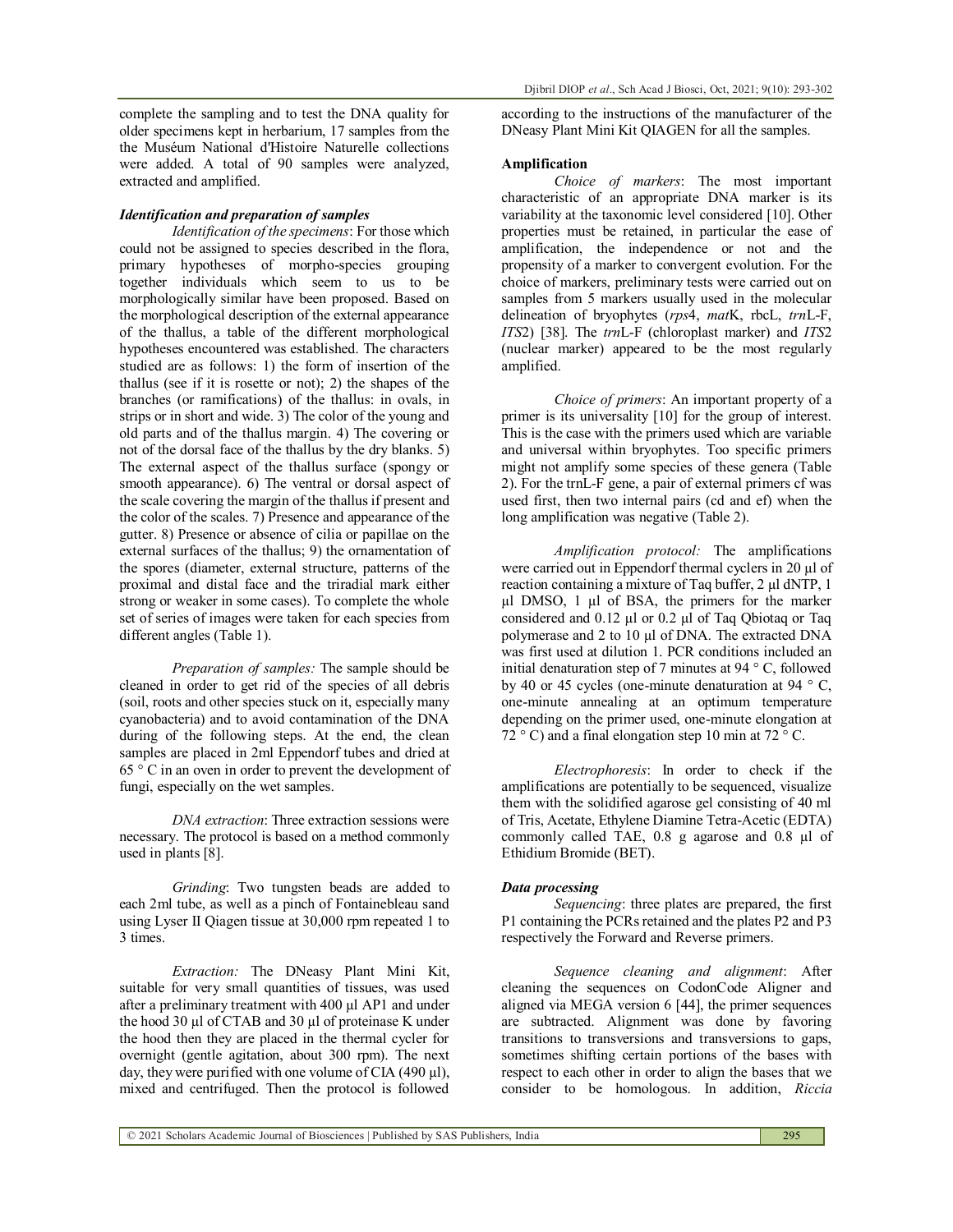complete the sampling and to test the DNA quality for older specimens kept in herbarium, 17 samples from the the Muséum National d'Histoire Naturelle collections were added. A total of 90 samples were analyzed, extracted and amplified.

### *Identification and preparation of samples*

*Identification of the specimens*: For those which could not be assigned to species described in the flora, primary hypotheses of morpho-species grouping together individuals which seem to us to be morphologically similar have been proposed. Based on the morphological description of the external appearance of the thallus, a table of the different morphological hypotheses encountered was established. The characters studied are as follows: 1) the form of insertion of the thallus (see if it is rosette or not); 2) the shapes of the branches (or ramifications) of the thallus: in ovals, in strips or in short and wide. 3) The color of the young and old parts and of the thallus margin. 4) The covering or not of the dorsal face of the thallus by the dry blanks. 5) The external aspect of the thallus surface (spongy or smooth appearance). 6) The ventral or dorsal aspect of the scale covering the margin of the thallus if present and the color of the scales. 7) Presence and appearance of the gutter. 8) Presence or absence of cilia or papillae on the external surfaces of the thallus; 9) the ornamentation of the spores (diameter, external structure, patterns of the proximal and distal face and the triradial mark either strong or weaker in some cases). To complete the whole set of series of images were taken for each species from different angles (Table 1).

*Preparation of samples:* The sample should be cleaned in order to get rid of the species of all debris (soil, roots and other species stuck on it, especially many cyanobacteria) and to avoid contamination of the DNA during of the following steps. At the end, the clean samples are placed in 2ml Eppendorf tubes and dried at 65 ° C in an oven in order to prevent the development of fungi, especially on the wet samples.

*DNA extraction*: Three extraction sessions were necessary. The protocol is based on a method commonly used in plants [8].

*Grinding*: Two tungsten beads are added to each 2ml tube, as well as a pinch of Fontainebleau sand using Lyser II Qiagen tissue at 30,000 rpm repeated 1 to 3 times.

*Extraction:* The DNeasy Plant Mini Kit, suitable for very small quantities of tissues, was used after a preliminary treatment with 400 µl AP1 and under the hood 30 µl of CTAB and 30 µl of proteinase K under the hood then they are placed in the thermal cycler for overnight (gentle agitation, about 300 rpm). The next day, they were purified with one volume of CIA (490 µl), mixed and centrifuged. Then the protocol is followed according to the instructions of the manufacturer of the DNeasy Plant Mini Kit QIAGEN for all the samples.

### **Amplification**

*Choice of markers*: The most important characteristic of an appropriate DNA marker is its variability at the taxonomic level considered [10]. Other properties must be retained, in particular the ease of amplification, the independence or not and the propensity of a marker to convergent evolution. For the choice of markers, preliminary tests were carried out on samples from 5 markers usually used in the molecular delineation of bryophytes (*rps*4, *mat*K, rbcL, *trn*L-F, *ITS*2) [38]. The *trn*L-F (chloroplast marker) and *ITS*2 (nuclear marker) appeared to be the most regularly amplified.

*Choice of primers*: An important property of a primer is its universality [10] for the group of interest. This is the case with the primers used which are variable and universal within bryophytes. Too specific primers might not amplify some species of these genera (Table 2). For the trnL-F gene, a pair of external primers cf was used first, then two internal pairs (cd and ef) when the long amplification was negative (Table 2).

*Amplification protocol:* The amplifications were carried out in Eppendorf thermal cyclers in 20 µl of reaction containing a mixture of Taq buffer, 2 µl dNTP, 1 µl DMSO, 1 µl of BSA, the primers for the marker considered and 0.12 µl or 0.2 µl of Taq Qbiotaq or Taq polymerase and 2 to 10 µl of DNA. The extracted DNA was first used at dilution 1. PCR conditions included an initial denaturation step of 7 minutes at 94 ° C, followed by 40 or 45 cycles (one-minute denaturation at 94 ° C, one-minute annealing at an optimum temperature depending on the primer used, one-minute elongation at 72 ° C) and a final elongation step 10 min at 72 ° C.

*Electrophoresis*: In order to check if the amplifications are potentially to be sequenced, visualize them with the solidified agarose gel consisting of 40 ml of Tris, Acetate, Ethylene Diamine Tetra-Acetic (EDTA) commonly called TAE, 0.8 g agarose and 0.8 µl of Ethidium Bromide (BET).

### *Data processing*

*Sequencing*: three plates are prepared, the first P1 containing the PCRs retained and the plates P2 and P3 respectively the Forward and Reverse primers.

*Sequence cleaning and alignment*: After cleaning the sequences on CodonCode Aligner and aligned via MEGA version 6 [44], the primer sequences are subtracted. Alignment was done by favoring transitions to transversions and transversions to gaps, sometimes shifting certain portions of the bases with respect to each other in order to align the bases that we consider to be homologous. In addition, *Riccia*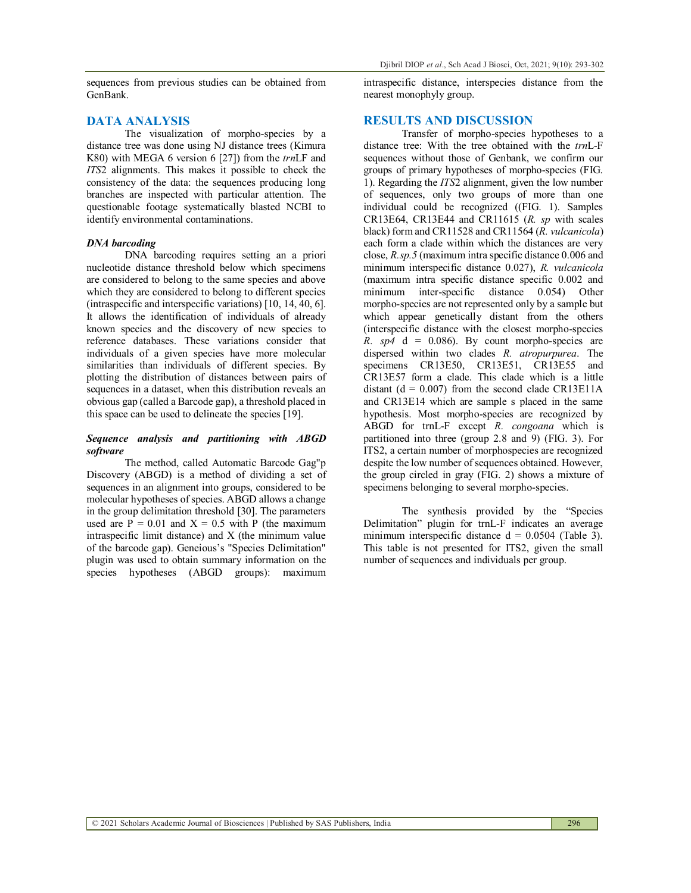sequences from previous studies can be obtained from GenBank.

## DATA ANALYSIS

The visualization of morpho-species by a distance tree was done using NJ distance trees (Kimura K80) with MEGA 6 version 6 [27]) from the *trn*LF and *ITS*2 alignments. This makes it possible to check the consistency of the data: the sequences producing long branches are inspected with particular attention. The questionable footage systematically blasted NCBI to identify environmental contaminations.

### *DNA barcoding*

DNA barcoding requires setting an a priori nucleotide distance threshold below which specimens are considered to belong to the same species and above which they are considered to belong to different species (intraspecific and interspecific variations) [10, 14, 40, 6]. It allows the identification of individuals of already known species and the discovery of new species to reference databases. These variations consider that individuals of a given species have more molecular similarities than individuals of different species. By plotting the distribution of distances between pairs of sequences in a dataset, when this distribution reveals an obvious gap (called a Barcode gap), a threshold placed in this space can be used to delineate the species [19].

### *Sequence analysis and partitioning with ABGD software*

The method, called Automatic Barcode Gag"p Discovery (ABGD) is a method of dividing a set of sequences in an alignment into groups, considered to be molecular hypotheses of species. ABGD allows a change in the group delimitation threshold [30]. The parameters used are P = 0.01 and X = 0.5 with P (the maximum intraspecific limit distance) and X (the minimum value of the barcode gap). Geneious's "Species Delimitation" plugin was used to obtain summary information on the species hypotheses (ABGD groups): maximum intraspecific distance, interspecies distance from the nearest monophyly group.

## RESULTS AND DISCUSSION

Transfer of morpho-species hypotheses to a distance tree: With the tree obtained with the *trn*L-F sequences without those of Genbank, we confirm our groups of primary hypotheses of morpho-species (FIG. 1). Regarding the *ITS*2 alignment, given the low number of sequences, only two groups of more than one individual could be recognized ((FIG. 1). Samples CR13E64, CR13E44 and CR11615 (*R. sp* with scales black) form and CR11528 and CR11564 (*R. vulcanicola*) each form a clade within which the distances are very close, *R.sp.5* (maximum intra specific distance 0.006 and minimum interspecific distance 0.027), *R. vulcanicola* (maximum intra specific distance specific 0.002 and minimum inter-specific distance 0.054) Other morpho-species are not represented only by a sample but which appear genetically distant from the others (interspecific distance with the closest morpho-species *R. sp4* d = 0.086). By count morpho-species are dispersed within two clades *R. atropurpurea*. The specimens CR13E50, CR13E51, CR13E55 and CR13E57 form a clade. This clade which is a little distant (d = 0.007) from the second clade CR13E11A and CR13E14 which are sample s placed in the same hypothesis. Most morpho-species are recognized by ABGD for trnL-F except *R. congoana* which is partitioned into three (group 2.8 and 9) (FIG. 3). For ITS2, a certain number of morphospecies are recognized despite the low number of sequences obtained. However, the group circled in gray (FIG. 2) shows a mixture of specimens belonging to several morpho-species.

The synthesis provided by the "Species Delimitation" plugin for trnL-F indicates an average minimum interspecific distance d = 0.0504 (Table 3). This table is not presented for ITS2, given the small number of sequences and individuals per group.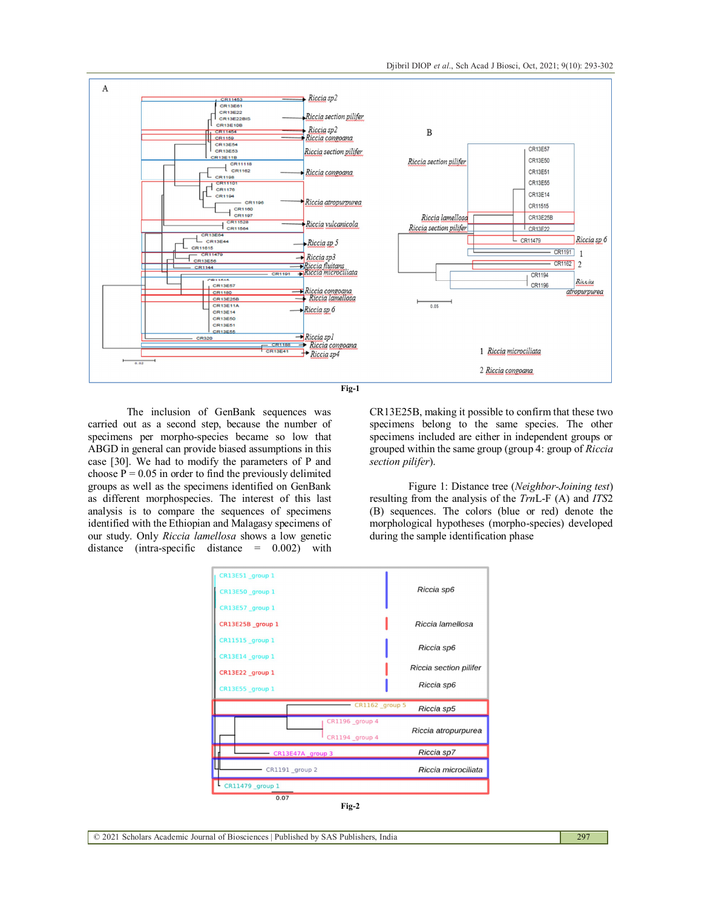Fig-1

The inclusion of GenBank sequences was carried out as a second step, because the number of specimens per morpho-species became so low that ABGD in general can provide biased assumptions in this case [30]. We had to modify the parameters of P and choose P = 0.05 in order to find the previously delimited groups as well as the specimens identified on GenBank as different morphospecies. The interest of this last analysis is to compare the sequences of specimens identified with the Ethiopian and Malagasy specimens of our study. Only *Riccia lamellosa* shows a low genetic distance (intra-specific distance = 0.002) with CR13E25B, making it possible to confirm that these two specimens belong to the same species. The other specimens included are either in independent groups or grouped within the same group (group 4: group of *Riccia section pilifer*).

Figure 1: Distance tree (*Neighbor-Joining test*) resulting from the analysis of the *Trn*L-F (A) and *ITS*2 (B) sequences. The colors (blue or red) denote the morphological hypotheses (morpho-species) developed during the sample identification phase

Fig-2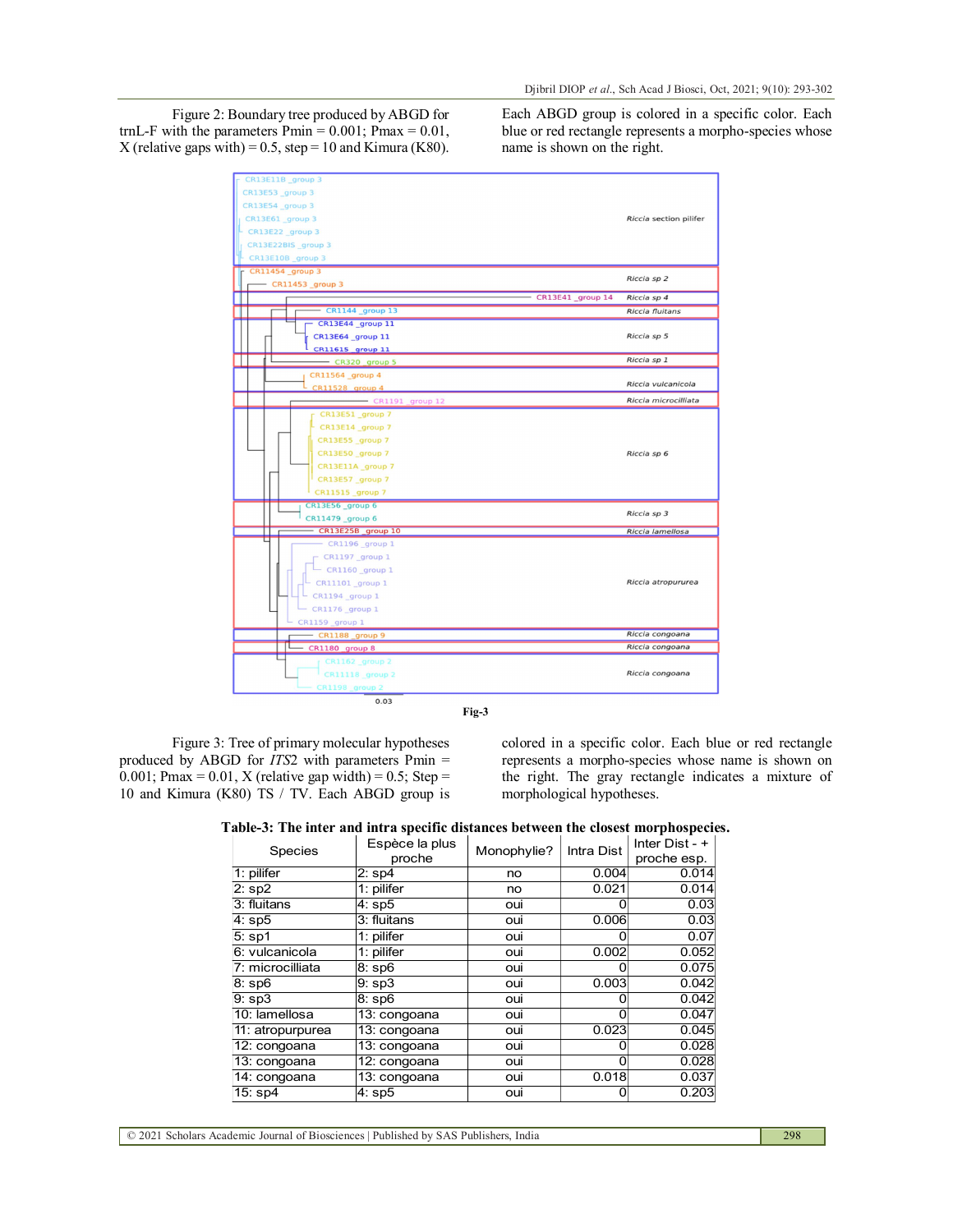Figure 2: Boundary tree produced by ABGD for trnL-F with the parameters Pmin = 0.001; Pmax = 0.01, X (relative gaps with) = 0.5, step = 10 and Kimura (K80). Each ABGD group is colored in a specific color. Each blue or red rectangle represents a morpho-species whose name is shown on the right.

Fig-3

Figure 3: Tree of primary molecular hypotheses produced by ABGD for *ITS*2 with parameters Pmin = 0.001; Pmax = 0.01, X (relative gap width) = 0.5; Step = 10 and Kimura (K80) TS / TV. Each ABGD group is colored in a specific color. Each blue or red rectangle represents a morpho-species whose name is shown on the right. The gray rectangle indicates a mixture of morphological hypotheses.

**Table-3: The inter and intra specific distances between the closest morphospecies.**

| Species | Espèce la plus proche | Monophylie? | Intra Dist | Inter Dist - + proche esp. |
|---|---|---|---|---|
| 1: pilifer | 2: sp4 | no | 0.004 | 0.014 |
| 2: sp2 | 1: pilifer | no | 0.021 | 0.014 |
| 3: fluitans | 4: sp5 | oui | 0 | 0.03 |
| 4: sp5 | 3: fluitans | oui | 0.006 | 0.03 |
| 5: sp1 | 1: pilifer | oui | 0 | 0.07 |
| 6: vulcanicola | 1: pilifer | oui | 0.002 | 0.052 |
| 7: microcilliata | 8: sp6 | oui | 0 | 0.075 |
| 8: sp6 | 9: sp3 | oui | 0.003 | 0.042 |
| 9: sp3 | 8: sp6 | oui | 0 | 0.042 |
| 10: lamellosa | 13: congoana | oui | 0 | 0.047 |
| 11: atropurpurea | 13: congoana | oui | 0.023 | 0.045 |
| 12: congoana | 13: congoana | oui | 0 | 0.028 |
| 13: congoana | 12: congoana | oui | 0 | 0.028 |
| 14: congoana | 13: congoana | oui | 0.018 | 0.037 |
| 15: sp4 | 4: sp5 | oui | 0 | 0.203 |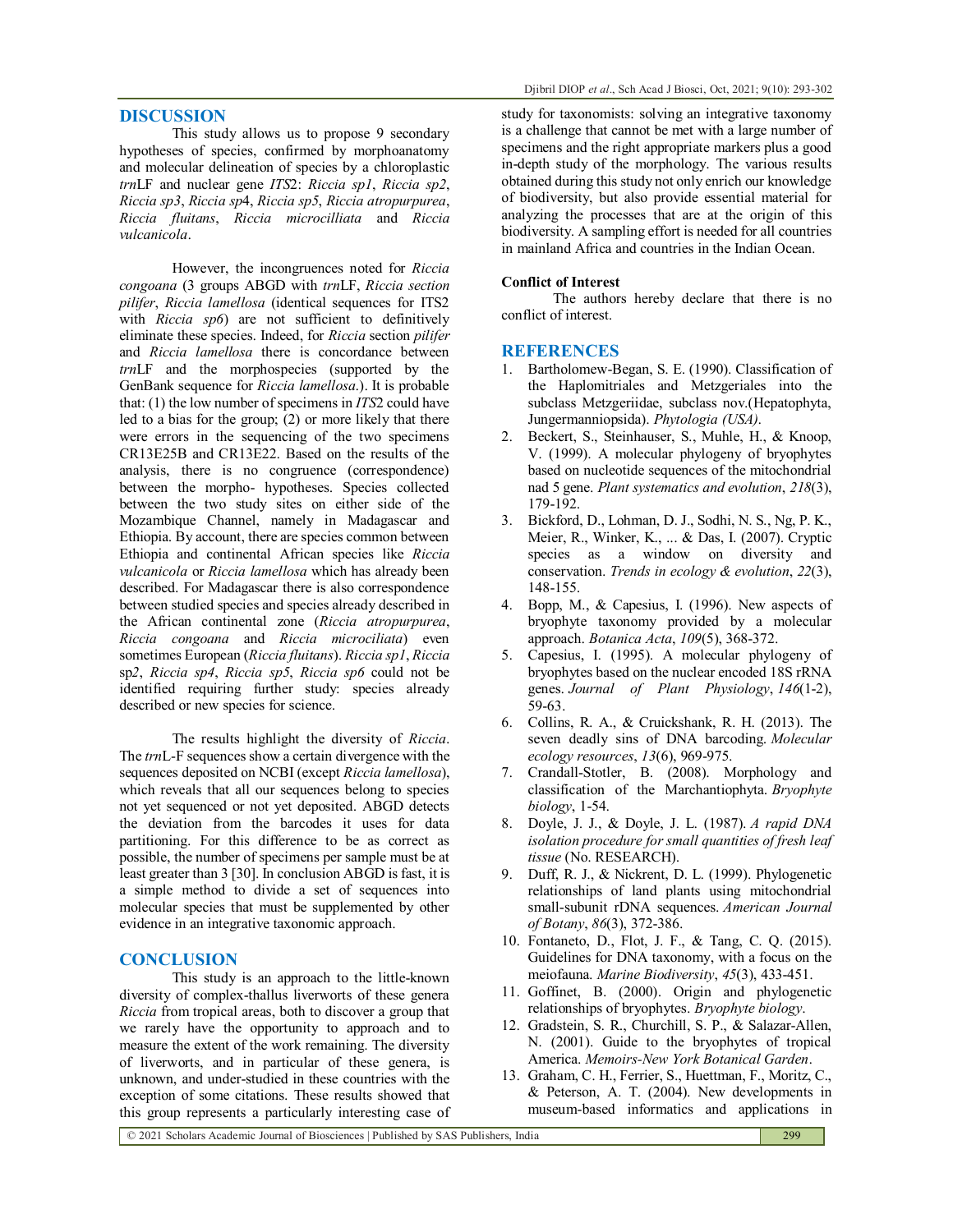## DISCUSSION

This study allows us to propose 9 secondary hypotheses of species, confirmed by morphoanatomy and molecular delineation of species by a chloroplastic *trn*LF and nuclear gene *ITS*2: *Riccia sp1*, *Riccia sp2*, *Riccia sp3*, *Riccia sp*4, *Riccia sp5*, *Riccia atropurpurea*, *Riccia fluitans*, *Riccia microcilliata* and *Riccia vulcanicola*.

However, the incongruences noted for *Riccia congoana* (3 groups ABGD with *trn*LF, *Riccia section pilifer*, *Riccia lamellosa* (identical sequences for ITS2 with *Riccia sp6*) are not sufficient to definitively eliminate these species. Indeed, for *Riccia* section *pilifer* and *Riccia lamellosa* there is concordance between *trn*LF and the morphospecies (supported by the GenBank sequence for *Riccia lamellosa*.). It is probable that: (1) the low number of specimens in *ITS*2 could have led to a bias for the group; (2) or more likely that there were errors in the sequencing of the two specimens CR13E25B and CR13E22. Based on the results of the analysis, there is no congruence (correspondence) between the morpho- hypotheses. Species collected between the two study sites on either side of the Mozambique Channel, namely in Madagascar and Ethiopia. By account, there are species common between Ethiopia and continental African species like *Riccia vulcanicola* or *Riccia lamellosa* which has already been described. For Madagascar there is also correspondence between studied species and species already described in the African continental zone (*Riccia atropurpurea*, *Riccia congoana* and *Riccia microciliata*) even sometimes European (*Riccia fluitans*). *Riccia sp1*, *Riccia* sp*2*, *Riccia sp4*, *Riccia sp5*, *Riccia sp6* could not be identified requiring further study: species already described or new species for science.

The results highlight the diversity of *Riccia*. The *trn*L-F sequences show a certain divergence with the sequences deposited on NCBI (except *Riccia lamellosa*), which reveals that all our sequences belong to species not yet sequenced or not yet deposited. ABGD detects the deviation from the barcodes it uses for data partitioning. For this difference to be as correct as possible, the number of specimens per sample must be at least greater than 3 [30]. In conclusion ABGD is fast, it is a simple method to divide a set of sequences into molecular species that must be supplemented by other evidence in an integrative taxonomic approach.

## CONCLUSION

This study is an approach to the little-known diversity of complex-thallus liverworts of these genera *Riccia* from tropical areas, both to discover a group that we rarely have the opportunity to approach and to measure the extent of the work remaining. The diversity of liverworts, and in particular of these genera, is unknown, and under-studied in these countries with the exception of some citations. These results showed that this group represents a particularly interesting case of study for taxonomists: solving an integrative taxonomy is a challenge that cannot be met with a large number of specimens and the right appropriate markers plus a good in-depth study of the morphology. The various results obtained during this study not only enrich our knowledge of biodiversity, but also provide essential material for analyzing the processes that are at the origin of this biodiversity. A sampling effort is needed for all countries in mainland Africa and countries in the Indian Ocean.

**Conflict of Interest**

The authors hereby declare that there is no conflict of interest.

## REFERENCES

1. Bartholomew-Began, S. E. (1990). Classification of the Haplomitriales and Metzgeriales into the subclass Metzgeriidae, subclass nov.(Hepatophyta, Jungermanniopsida). *Phytologia (USA)*.
2. Beckert, S., Steinhauser, S., Muhle, H., & Knoop, V. (1999). A molecular phylogeny of bryophytes based on nucleotide sequences of the mitochondrial nad 5 gene. *Plant systematics and evolution*, *218*(3), 179-192.
3. Bickford, D., Lohman, D. J., Sodhi, N. S., Ng, P. K., Meier, R., Winker, K., ... & Das, I. (2007). Cryptic species as a window on diversity and conservation. *Trends in ecology & evolution*, *22*(3), 148-155.
4. Bopp, M., & Capesius, I. (1996). New aspects of bryophyte taxonomy provided by a molecular approach. *Botanica Acta*, *109*(5), 368-372.
5. Capesius, I. (1995). A molecular phylogeny of bryophytes based on the nuclear encoded 18S rRNA genes. *Journal of Plant Physiology*, *146*(1-2), 59-63.
6. Collins, R. A., & Cruickshank, R. H. (2013). The seven deadly sins of DNA barcoding. *Molecular ecology resources*, *13*(6), 969-975.
7. Crandall-Stotler, B. (2008). Morphology and classification of the Marchantiophyta. *Bryophyte biology*, 1-54.
8. Doyle, J. J., & Doyle, J. L. (1987). *A rapid DNA isolation procedure for small quantities of fresh leaf tissue* (No. RESEARCH).
9. Duff, R. J., & Nickrent, D. L. (1999). Phylogenetic relationships of land plants using mitochondrial small-subunit rDNA sequences. *American Journal of Botany*, *86*(3), 372-386.
10. Fontaneto, D., Flot, J. F., & Tang, C. Q. (2015). Guidelines for DNA taxonomy, with a focus on the meiofauna. *Marine Biodiversity*, *45*(3), 433-451.
11. Goffinet, B. (2000). Origin and phylogenetic relationships of bryophytes. *Bryophyte biology*.
12. Gradstein, S. R., Churchill, S. P., & Salazar-Allen, N. (2001). Guide to the bryophytes of tropical America. *Memoirs-New York Botanical Garden*.
13. Graham, C. H., Ferrier, S., Huettman, F., Moritz, C., & Peterson, A. T. (2004). New developments in museum-based informatics and applications in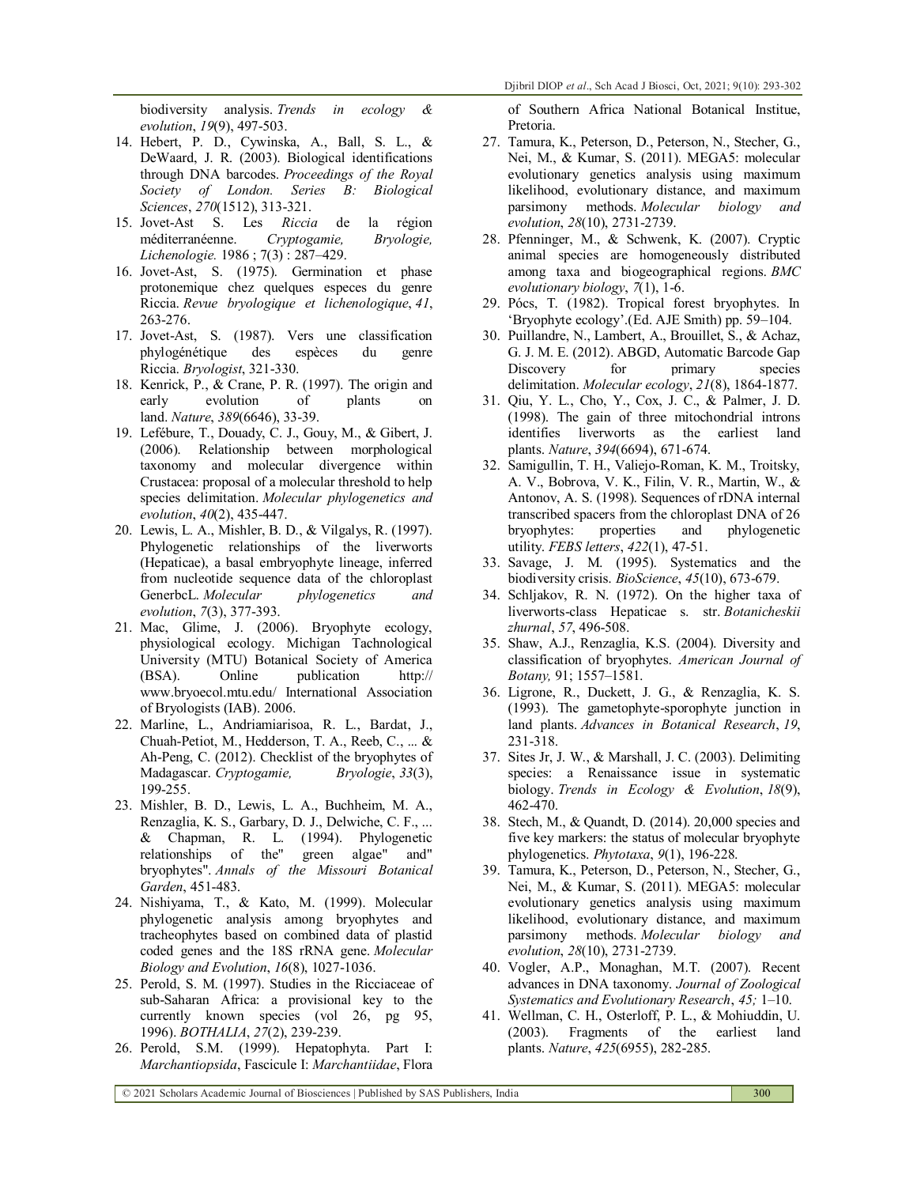biodiversity analysis. *Trends in ecology & evolution*, *19*(9), 497-503.

14. Hebert, P. D., Cywinska, A., Ball, S. L., & DeWaard, J. R. (2003). Biological identifications through DNA barcodes. *Proceedings of the Royal Society of London. Series B: Biological Sciences*, *270*(1512), 313-321.
15. Jovet-Ast S. Les *Riccia* de la région méditerranéenne. *Cryptogamie, Bryologie, Lichenologie.* 1986 ; 7(3) : 287–429.
16. Jovet-Ast, S. (1975). Germination et phase protonemique chez quelques especes du genre Riccia. *Revue bryologique et lichenologique*, *41*, 263-276.
17. Jovet-Ast, S. (1987). Vers une classification phylogénétique des espèces du genre Riccia. *Bryologist*, 321-330.
18. Kenrick, P., & Crane, P. R. (1997). The origin and early evolution of plants on land. *Nature*, *389*(6646), 33-39.
19. Lefébure, T., Douady, C. J., Gouy, M., & Gibert, J. (2006). Relationship between morphological taxonomy and molecular divergence within Crustacea: proposal of a molecular threshold to help species delimitation. *Molecular phylogenetics and evolution*, *40*(2), 435-447.
20. Lewis, L. A., Mishler, B. D., & Vilgalys, R. (1997). Phylogenetic relationships of the liverworts (Hepaticae), a basal embryophyte lineage, inferred from nucleotide sequence data of the chloroplast GenerbcL. *Molecular phylogenetics and evolution*, *7*(3), 377-393.
21. Mac, Glime, J. (2006). Bryophyte ecology, physiological ecology. Michigan Technological University (MTU) Botanical Society of America (BSA). Online publication http:// www.bryoecol.mtu.edu/ International Association of Bryologists (IAB). 2006.
22. Marline, L., Andriamiarisoa, R. L., Bardat, J., Chuah-Petiot, M., Hedderson, T. A., Reeb, C., ... & Ah-Peng, C. (2012). Checklist of the bryophytes of Madagascar. *Cryptogamie, Bryologie*, *33*(3), 199-255.
23. Mishler, B. D., Lewis, L. A., Buchheim, M. A., Renzaglia, K. S., Garbary, D. J., Delwiche, C. F., ... & Chapman, R. L. (1994). Phylogenetic relationships of the" green algae" and" bryophytes". *Annals of the Missouri Botanical Garden*, 451-483.
24. Nishiyama, T., & Kato, M. (1999). Molecular phylogenetic analysis among bryophytes and tracheophytes based on combined data of plastid coded genes and the 18S rRNA gene. *Molecular Biology and Evolution*, *16*(8), 1027-1036.
25. Perold, S. M. (1997). Studies in the Ricciaceae of sub-Saharan Africa: a provisional key to the currently known species (vol 26, pg 95, 1996). *BOTHALIA*, *27*(2), 239-239.
26. Perold, S.M. (1999). Hepatophyta. Part I: *Marchantiopsida*, Fascicule I: *Marchantiidae*, Flora of Southern Africa National Botanical Institue, Pretoria.
27. Tamura, K., Peterson, D., Peterson, N., Stecher, G., Nei, M., & Kumar, S. (2011). MEGA5: molecular evolutionary genetics analysis using maximum likelihood, evolutionary distance, and maximum parsimony methods. *Molecular biology and evolution*, *28*(10), 2731-2739.
28. Pfenninger, M., & Schwenk, K. (2007). Cryptic animal species are homogeneously distributed among taxa and biogeographical regions. *BMC evolutionary biology*, *7*(1), 1-6.
29. Pócs, T. (1982). Tropical forest bryophytes. In 'Bryophyte ecology'.(Ed. AJE Smith) pp. 59–104.
30. Puillandre, N., Lambert, A., Brouillet, S., & Achaz, G. J. M. E. (2012). ABGD, Automatic Barcode Gap Discovery for primary species delimitation. *Molecular ecology*, *21*(8), 1864-1877.
31. Qiu, Y. L., Cho, Y., Cox, J. C., & Palmer, J. D. (1998). The gain of three mitochondrial introns identifies liverworts as the earliest land plants. *Nature*, *394*(6694), 671-674.
32. Samigullin, T. H., Valiejo-Roman, K. M., Troitsky, A. V., Bobrova, V. K., Filin, V. R., Martin, W., & Antonov, A. S. (1998). Sequences of rDNA internal transcribed spacers from the chloroplast DNA of 26 bryophytes: properties and phylogenetic utility. *FEBS letters*, *422*(1), 47-51.
33. Savage, J. M. (1995). Systematics and the biodiversity crisis. *BioScience*, *45*(10), 673-679.
34. Schljakov, R. N. (1972). On the higher taxa of liverworts-class Hepaticae s. str. *Botanicheskii zhurnal*, *57*, 496-508.
35. Shaw, A.J., Renzaglia, K.S. (2004). Diversity and classification of bryophytes. *American Journal of Botany,* 91; 1557–1581.
36. Ligrone, R., Duckett, J. G., & Renzaglia, K. S. (1993). The gametophyte-sporophyte junction in land plants. *Advances in Botanical Research*, *19*, 231-318.
37. Sites Jr, J. W., & Marshall, J. C. (2003). Delimiting species: a Renaissance issue in systematic biology. *Trends in Ecology & Evolution*, *18*(9), 462-470.
38. Stech, M., & Quandt, D. (2014). 20,000 species and five key markers: the status of molecular bryophyte phylogenetics. *Phytotaxa*, *9*(1), 196-228.
39. Tamura, K., Peterson, D., Peterson, N., Stecher, G., Nei, M., & Kumar, S. (2011). MEGA5: molecular evolutionary genetics analysis using maximum likelihood, evolutionary distance, and maximum parsimony methods. *Molecular biology and evolution*, *28*(10), 2731-2739.
40. Vogler, A.P., Monaghan, M.T. (2007). Recent advances in DNA taxonomy. *Journal of Zoological Systematics and Evolutionary Research*, *45;* 1–10.
41. Wellman, C. H., Osterloff, P. L., & Mohiuddin, U. (2003). Fragments of the earliest land plants. *Nature*, *425*(6955), 282-285.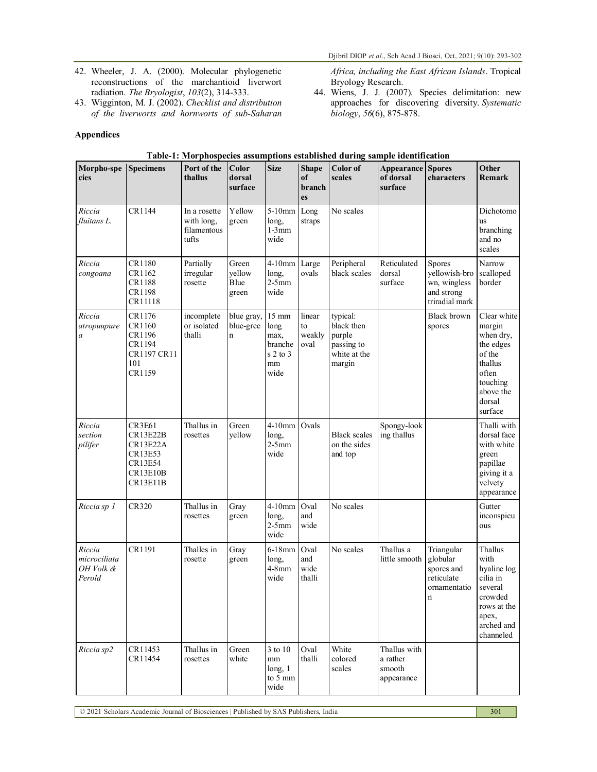42. Wheeler, J. A. (2000). Molecular phylogenetic reconstructions of the marchantioid liverwort radiation. *The Bryologist*, *103*(2), 314-333.
43. Wigginton, M. J. (2002). *Checklist and distribution of the liverworts and hornworts of sub-Saharan Africa, including the East African Islands*. Tropical Bryology Research.
44. Wiens, J. J. (2007). Species delimitation: new approaches for discovering diversity. *Systematic biology*, *56*(6), 875-878.

## Appendices

**Table-1: Morphospecies assumptions established during sample identification**

| Morpho-species | Specimens | Port of the thallus | Color dorsal surface | Size | Shape of branches | Color of scales | Appearance of dorsal surface | Spores characters | Other Remark |
|---|---|---|---|---|---|---|---|---|---|
| *Riccia fluitans L.* | CR1144 | In a rosette with long, filamentous tufts | Yellow green | 5-10mm long, 1-3mm wide | Long straps | No scales | | | Dichotomous branching and no scales |
| *Riccia congoana* | CR1180 CR1162 CR1188 CR1198 CR11118 | Partially irregular rosette | Green yellow Blue green | 4-10mm long, 2-5mm wide | Large ovals | Peripheral black scales | Reticulated dorsal surface | Spores yellowish-brown, wingless and strong triradial mark | Narrow scalloped border |
| *Riccia atropuupurea* | CR1176 CR1160 CR1196 CR1194 CR1197 CR11101 CR1159 | incomplete or isolated thalli | blue gray, blue-green | 15 mm long max, branches 2 to 3 mm wide | linear to weakly oval | typical: black then purple passing to white at the margin | | Black brown spores | Clear white margin when dry, the edges of the thallus often touching above the dorsal surface |
| *Riccia section pilifer* | CR3E61 CR13E22B CR13E22A CR13E53 CR13E54 CR13E10B CR13E11B | Thallus in rosettes | Green yellow | 4-10mm long, 2-5mm wide | Ovals | Black scales on the sides and top | Spongy-looking thallus | | Thalli with dorsal face with white green papillae giving it a velvety appearance |
| *Riccia sp 1* | CR320 | Thallus in rosettes | Gray green | 4-10mm long, 2-5mm wide | Oval and wide | No scales | | | Gutter inconspicuous |
| *Riccia microciliata OH Volk & Perold* | CR1191 | Thalles in rosette | Gray green | 6-18mm long, 4-8mm wide | Oval and wide thalli | No scales | Thallus a little smooth | Triangular globular spores and reticulate ornamentation | Thallus with hyaline log cilia in several crowded rows at the apex, arched and channeled |
| *Riccia sp2* | CR11453 CR11454 | Thallus in rosettes | Green white | 3 to 10 mm long, 1 to 5 mm wide | Oval thalli | White colored scales | Thallus with a rather smooth appearance | | |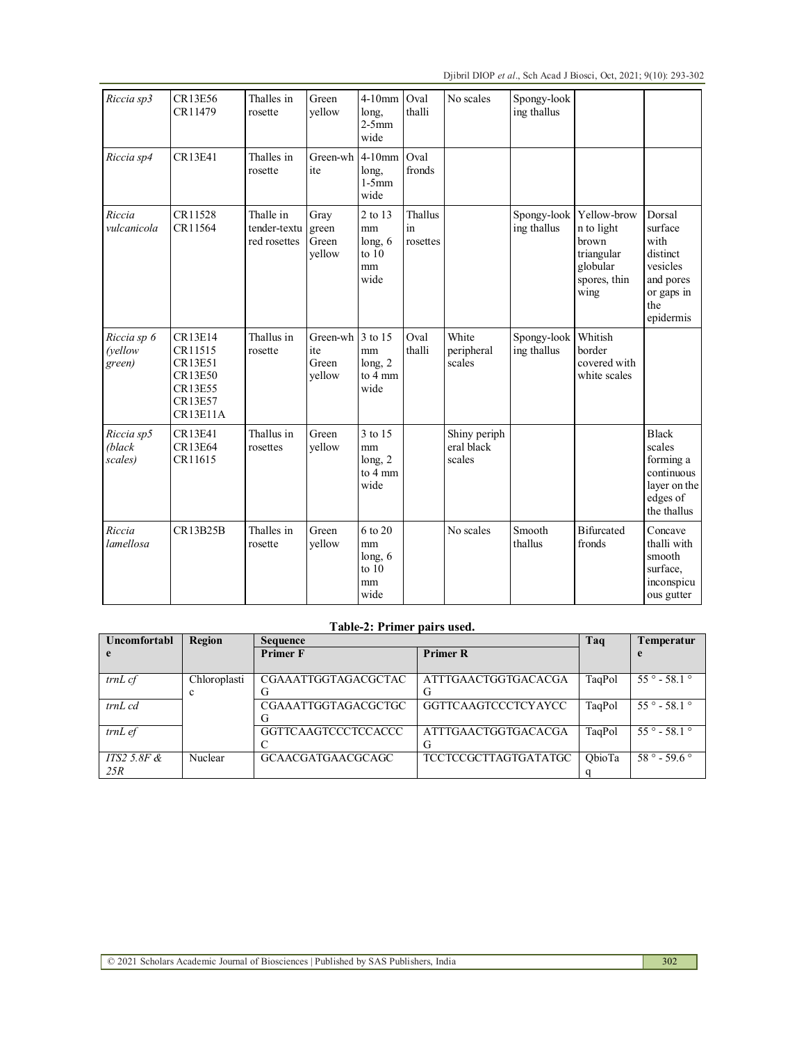| | | | | | | | | | |
|---|---|---|---|---|---|---|---|---|---|
| *Riccia sp3* | CR13E56 CR11479 | Thalles in rosette | Green yellow | 4-10mm long, 2-5mm wide | Oval thalli | No scales | Spongy-looking thallus | | |
| *Riccia sp4* | CR13E41 | Thalles in rosette | Green-white | 4-10mm long, 1-5mm wide | Oval fronds | | | | |
| *Riccia vulcanicola* | CR11528 CR11564 | Thalle in tender-textured rosettes | Gray green Green yellow | 2 to 13 mm long, 6 to 10 mm wide | Thallus in rosettes | | Spongy-looking thallus | Yellow-brown to light brown triangular globular spores, thin wing | Dorsal surface with distinct vesicles and pores or gaps in the epidermis |
| *Riccia sp 6 (yellow green)* | CR13E14 CR11515 CR13E51 CR13E50 CR13E55 CR13E57 CR13E11A | Thallus in rosette | Green-white Green yellow | 3 to 15 mm long, 2 to 4 mm wide | Oval thalli | White peripheral scales | Spongy-looking thallus | Whitish border covered with white scales | |
| *Riccia sp5 (black scales)* | CR13E41 CR13E64 CR11615 | Thallus in rosettes | Green yellow | 3 to 15 mm long, 2 to 4 mm wide | | Shiny peripheral black scales | | | Black scales forming a continuous layer on the edges of the thallus |
| *Riccia lamellosa* | CR13B25B | Thalles in rosette | Green yellow | 6 to 20 mm long, 6 to 10 mm wide | | No scales | Smooth thallus | Bifurcated fronds | Concave thalli with smooth surface, inconspicuous gutter |

**Table-2: Primer pairs used.**

| Uncomfortable | Region | Sequence | | Taq | Temperature |
|---|---|---|---|---|---|
| | | Primer F | Primer R | | |
| *trnL cf* | Chloroplastic | CGAAATTGGTAGACGCTACG | ATTTGAACTGGTGACACGAG | TaqPol | 55 ° - 58.1 ° |
| *trnL cd* | | CGAAATTGGTAGACGCTGCG | GGTTCAAGTCCCTCYAYCC | TaqPol | 55 ° - 58.1 ° |
| *trnL ef* | | GGTTCAAGTCCCTCCACCCC | ATTTGAACTGGTGACACGAG | TaqPol | 55 ° - 58.1 ° |
| *ITS2 5.8F & 25R* | Nuclear | GCAACGATGAACGCAGC | TCCTCCGCTTAGTGATATGC | QbioTaq | 58 ° - 59.6 ° |